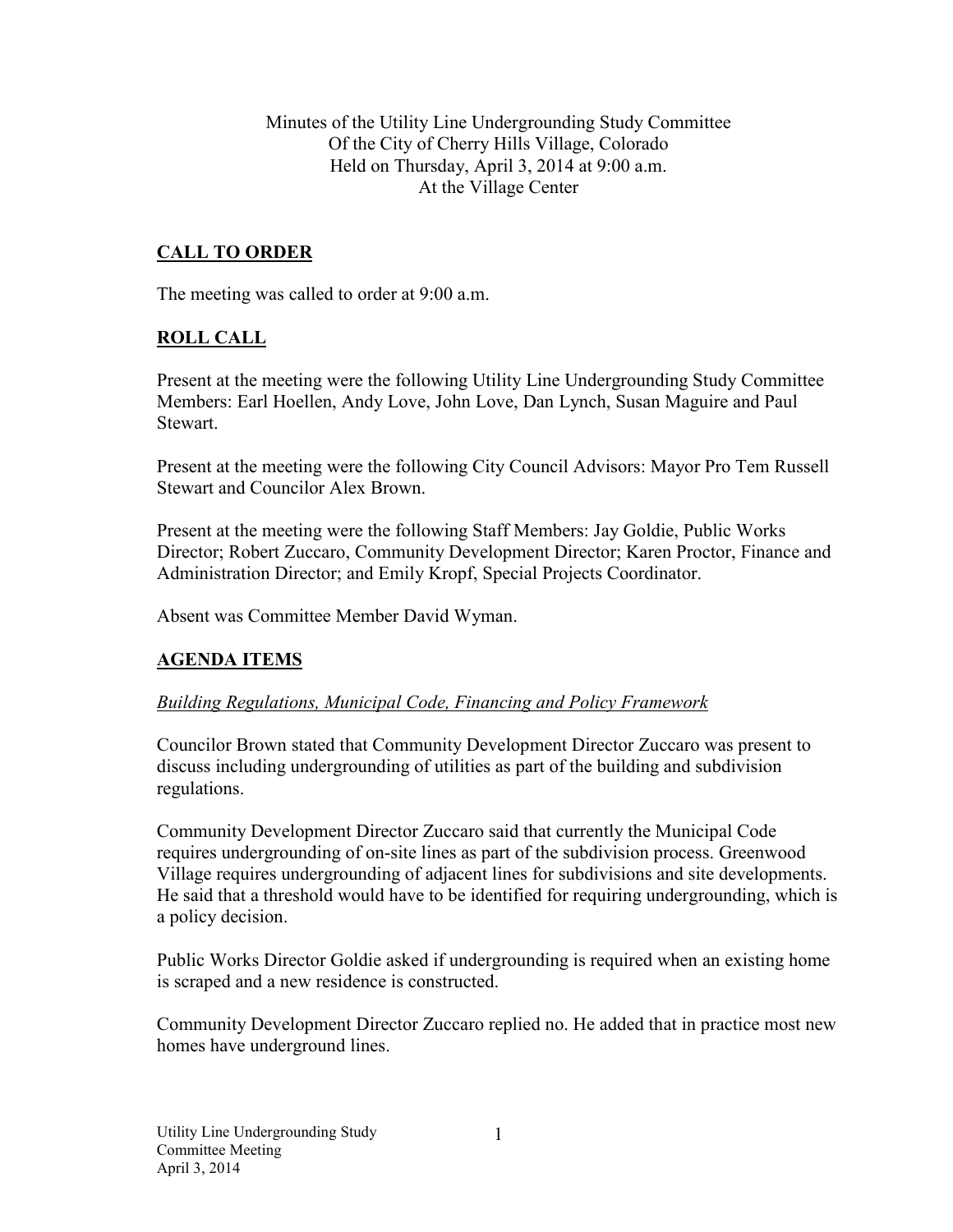Minutes of the Utility Line Undergrounding Study Committee
Of the City of Cherry Hills Village, Colorado
Held on Thursday, April 3, 2014 at 9:00 a.m.
At the Village Center

## CALL TO ORDER

The meeting was called to order at 9:00 a.m.

## ROLL CALL

Present at the meeting were the following Utility Line Undergrounding Study Committee Members: Earl Hoellen, Andy Love, John Love, Dan Lynch, Susan Maguire and Paul Stewart.

Present at the meeting were the following City Council Advisors: Mayor Pro Tem Russell Stewart and Councilor Alex Brown.

Present at the meeting were the following Staff Members: Jay Goldie, Public Works Director; Robert Zuccaro, Community Development Director; Karen Proctor, Finance and Administration Director; and Emily Kropf, Special Projects Coordinator.

Absent was Committee Member David Wyman.

## AGENDA ITEMS

*Building Regulations, Municipal Code, Financing and Policy Framework*

Councilor Brown stated that Community Development Director Zuccaro was present to discuss including undergrounding of utilities as part of the building and subdivision regulations.

Community Development Director Zuccaro said that currently the Municipal Code requires undergrounding of on-site lines as part of the subdivision process. Greenwood Village requires undergrounding of adjacent lines for subdivisions and site developments. He said that a threshold would have to be identified for requiring undergrounding, which is a policy decision.

Public Works Director Goldie asked if undergrounding is required when an existing home is scraped and a new residence is constructed.

Community Development Director Zuccaro replied no. He added that in practice most new homes have underground lines.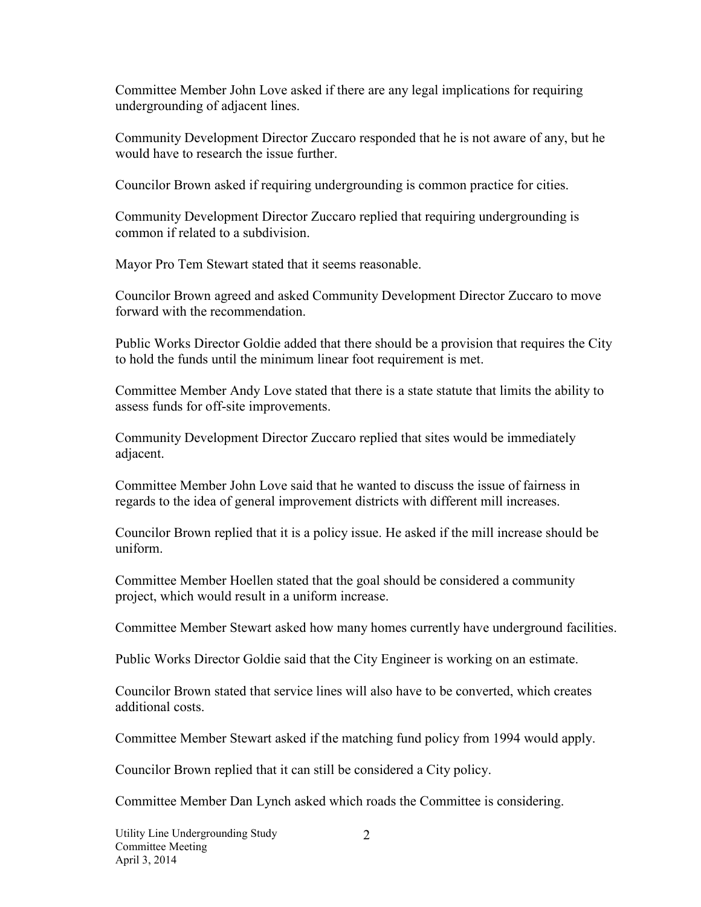Committee Member John Love asked if there are any legal implications for requiring undergrounding of adjacent lines.

Community Development Director Zuccaro responded that he is not aware of any, but he would have to research the issue further.

Councilor Brown asked if requiring undergrounding is common practice for cities.

Community Development Director Zuccaro replied that requiring undergrounding is common if related to a subdivision.

Mayor Pro Tem Stewart stated that it seems reasonable.

Councilor Brown agreed and asked Community Development Director Zuccaro to move forward with the recommendation.

Public Works Director Goldie added that there should be a provision that requires the City to hold the funds until the minimum linear foot requirement is met.

Committee Member Andy Love stated that there is a state statute that limits the ability to assess funds for off-site improvements.

Community Development Director Zuccaro replied that sites would be immediately adjacent.

Committee Member John Love said that he wanted to discuss the issue of fairness in regards to the idea of general improvement districts with different mill increases.

Councilor Brown replied that it is a policy issue. He asked if the mill increase should be uniform.

Committee Member Hoellen stated that the goal should be considered a community project, which would result in a uniform increase.

Committee Member Stewart asked how many homes currently have underground facilities.

Public Works Director Goldie said that the City Engineer is working on an estimate.

Councilor Brown stated that service lines will also have to be converted, which creates additional costs.

Committee Member Stewart asked if the matching fund policy from 1994 would apply.

Councilor Brown replied that it can still be considered a City policy.

Committee Member Dan Lynch asked which roads the Committee is considering.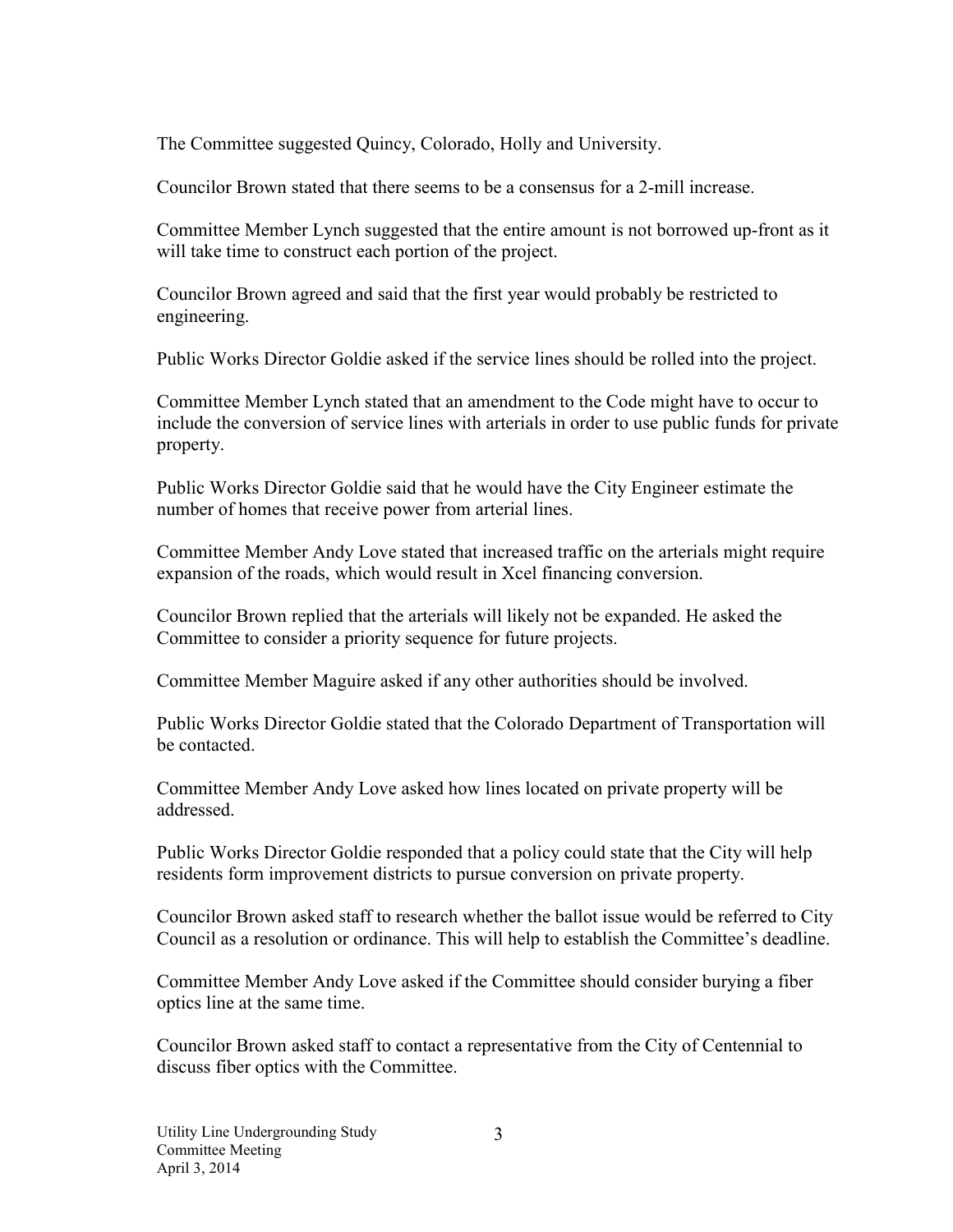The Committee suggested Quincy, Colorado, Holly and University.

Councilor Brown stated that there seems to be a consensus for a 2-mill increase.

Committee Member Lynch suggested that the entire amount is not borrowed up-front as it will take time to construct each portion of the project.

Councilor Brown agreed and said that the first year would probably be restricted to engineering.

Public Works Director Goldie asked if the service lines should be rolled into the project.

Committee Member Lynch stated that an amendment to the Code might have to occur to include the conversion of service lines with arterials in order to use public funds for private property.

Public Works Director Goldie said that he would have the City Engineer estimate the number of homes that receive power from arterial lines.

Committee Member Andy Love stated that increased traffic on the arterials might require expansion of the roads, which would result in Xcel financing conversion.

Councilor Brown replied that the arterials will likely not be expanded. He asked the Committee to consider a priority sequence for future projects.

Committee Member Maguire asked if any other authorities should be involved.

Public Works Director Goldie stated that the Colorado Department of Transportation will be contacted.

Committee Member Andy Love asked how lines located on private property will be addressed.

Public Works Director Goldie responded that a policy could state that the City will help residents form improvement districts to pursue conversion on private property.

Councilor Brown asked staff to research whether the ballot issue would be referred to City Council as a resolution or ordinance. This will help to establish the Committee's deadline.

Committee Member Andy Love asked if the Committee should consider burying a fiber optics line at the same time.

Councilor Brown asked staff to contact a representative from the City of Centennial to discuss fiber optics with the Committee.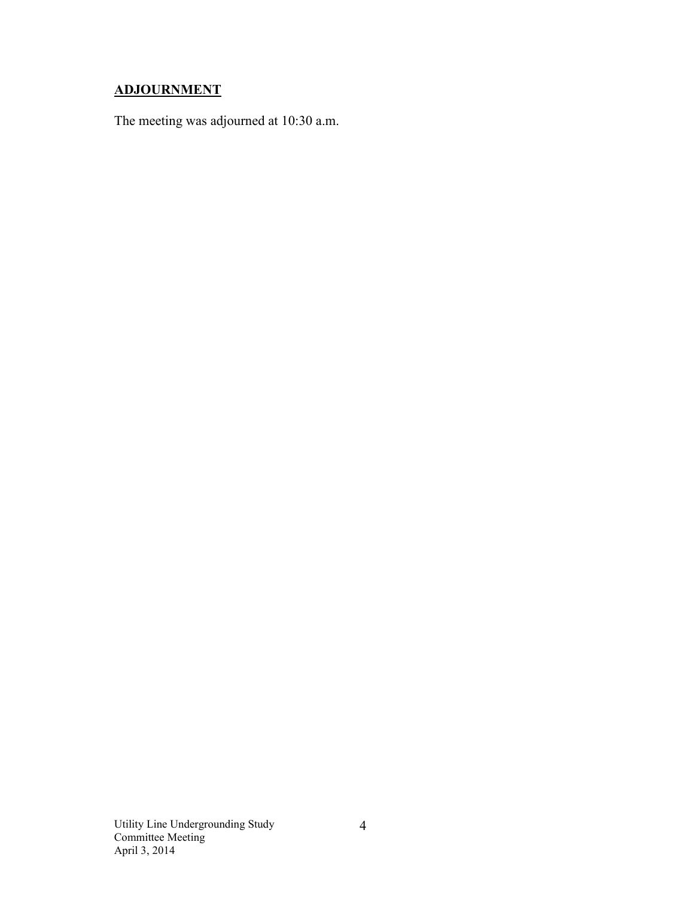## ADJOURNMENT

The meeting was adjourned at 10:30 a.m.